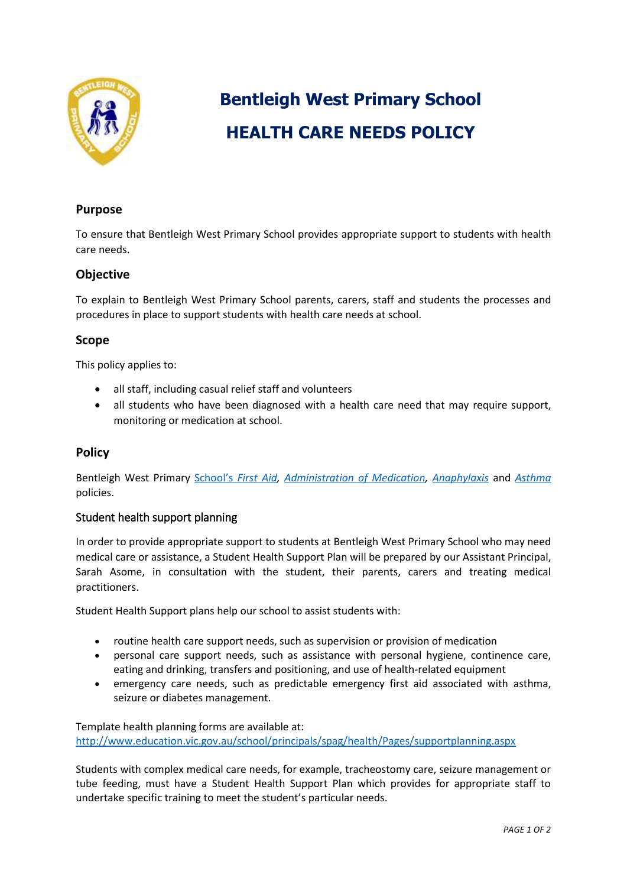# Bentleigh West Primary School

# HEALTH CARE NEEDS POLICY

## Purpose

To ensure that Bentleigh West Primary School provides appropriate support to students with health care needs.

## Objective

To explain to Bentleigh West Primary School parents, carers, staff and students the processes and procedures in place to support students with health care needs at school.

## Scope

This policy applies to:

- all staff, including casual relief staff and volunteers
- all students who have been diagnosed with a health care need that may require support, monitoring or medication at school.

## Policy

Bentleigh West Primary School's *First Aid*, *Administration of Medication*, *Anaphylaxis* and *Asthma* policies.

### Student health support planning

In order to provide appropriate support to students at Bentleigh West Primary School who may need medical care or assistance, a Student Health Support Plan will be prepared by our Assistant Principal, Sarah Asome, in consultation with the student, their parents, carers and treating medical practitioners.

Student Health Support plans help our school to assist students with:

- routine health care support needs, such as supervision or provision of medication
- personal care support needs, such as assistance with personal hygiene, continence care, eating and drinking, transfers and positioning, and use of health-related equipment
- emergency care needs, such as predictable emergency first aid associated with asthma, seizure or diabetes management.

Template health planning forms are available at:
http://www.education.vic.gov.au/school/principals/spag/health/Pages/supportplanning.aspx

Students with complex medical care needs, for example, tracheostomy care, seizure management or tube feeding, must have a Student Health Support Plan which provides for appropriate staff to undertake specific training to meet the student's particular needs.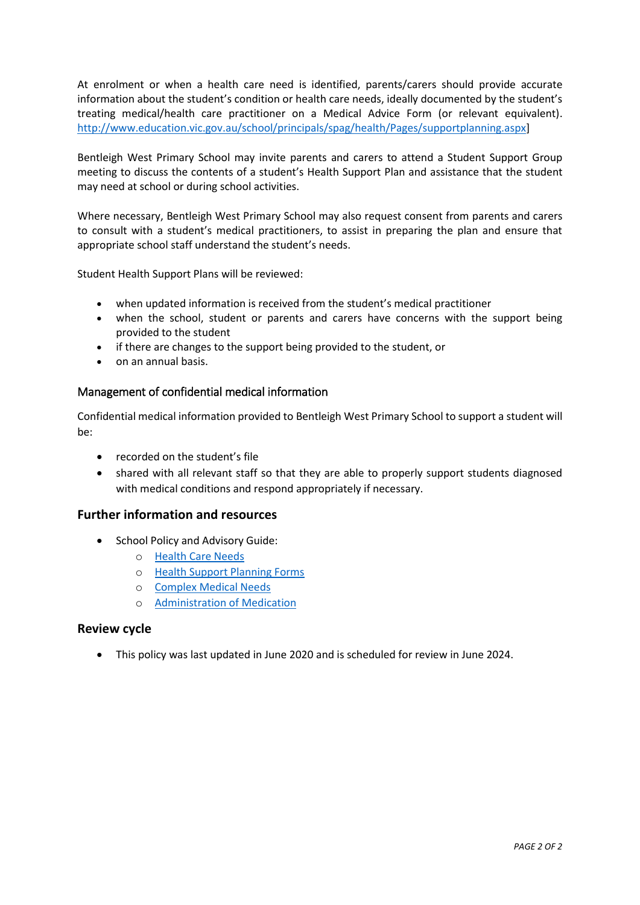At enrolment or when a health care need is identified, parents/carers should provide accurate information about the student's condition or health care needs, ideally documented by the student's treating medical/health care practitioner on a Medical Advice Form (or relevant equivalent). http://www.education.vic.gov.au/school/principals/spag/health/Pages/supportplanning.aspx]

Bentleigh West Primary School may invite parents and carers to attend a Student Support Group meeting to discuss the contents of a student's Health Support Plan and assistance that the student may need at school or during school activities.

Where necessary, Bentleigh West Primary School may also request consent from parents and carers to consult with a student's medical practitioners, to assist in preparing the plan and ensure that appropriate school staff understand the student's needs.

Student Health Support Plans will be reviewed:

- when updated information is received from the student's medical practitioner
- when the school, student or parents and carers have concerns with the support being provided to the student
- if there are changes to the support being provided to the student, or
- on an annual basis.

### Management of confidential medical information

Confidential medical information provided to Bentleigh West Primary School to support a student will be:

- recorded on the student's file
- shared with all relevant staff so that they are able to properly support students diagnosed with medical conditions and respond appropriately if necessary.

## Further information and resources

- School Policy and Advisory Guide:
  - Health Care Needs
  - Health Support Planning Forms
  - Complex Medical Needs
  - Administration of Medication

## Review cycle

- This policy was last updated in June 2020 and is scheduled for review in June 2024.